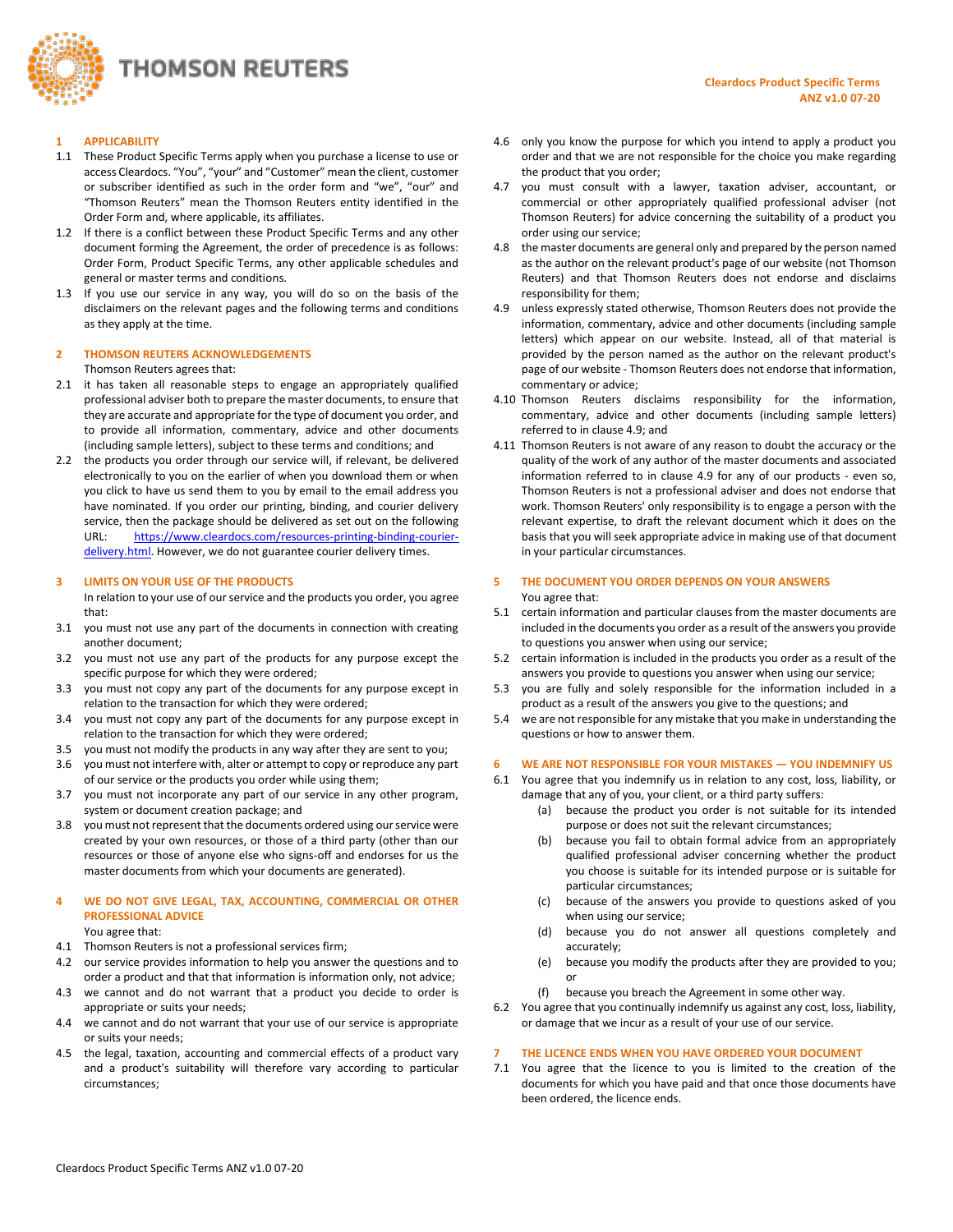THOMSON REUTERS

**Cleardocs Product Specific Terms**
**ANZ v1.0 07-20**

## 1 APPLICABILITY

1.1 These Product Specific Terms apply when you purchase a license to use or access Cleardocs. "You", "your" and "Customer" mean the client, customer or subscriber identified as such in the order form and "we", "our" and "Thomson Reuters" mean the Thomson Reuters entity identified in the Order Form and, where applicable, its affiliates.

1.2 If there is a conflict between these Product Specific Terms and any other document forming the Agreement, the order of precedence is as follows: Order Form, Product Specific Terms, any other applicable schedules and general or master terms and conditions.

1.3 If you use our service in any way, you will do so on the basis of the disclaimers on the relevant pages and the following terms and conditions as they apply at the time.

## 2 THOMSON REUTERS ACKNOWLEDGEMENTS

Thomson Reuters agrees that:

2.1 it has taken all reasonable steps to engage an appropriately qualified professional adviser both to prepare the master documents, to ensure that they are accurate and appropriate for the type of document you order, and to provide all information, commentary, advice and other documents (including sample letters), subject to these terms and conditions; and

2.2 the products you order through our service will, if relevant, be delivered electronically to you on the earlier of when you download them or when you click to have us send them to you by email to the email address you have nominated. If you order our printing, binding, and courier delivery service, then the package should be delivered as set out on the following URL: https://www.cleardocs.com/resources-printing-binding-courier-delivery.html. However, we do not guarantee courier delivery times.

## 3 LIMITS ON YOUR USE OF THE PRODUCTS

In relation to your use of our service and the products you order, you agree that:

3.1 you must not use any part of the documents in connection with creating another document;

3.2 you must not use any part of the products for any purpose except the specific purpose for which they were ordered;

3.3 you must not copy any part of the documents for any purpose except in relation to the transaction for which they were ordered;

3.4 you must not copy any part of the documents for any purpose except in relation to the transaction for which they were ordered;

3.5 you must not modify the products in any way after they are sent to you;

3.6 you must not interfere with, alter or attempt to copy or reproduce any part of our service or the products you order while using them;

3.7 you must not incorporate any part of our service in any other program, system or document creation package; and

3.8 you must not represent that the documents ordered using our service were created by your own resources, or those of a third party (other than our resources or those of anyone else who signs-off and endorses for us the master documents from which your documents are generated).

## 4 WE DO NOT GIVE LEGAL, TAX, ACCOUNTING, COMMERCIAL OR OTHER PROFESSIONAL ADVICE

You agree that:

4.1 Thomson Reuters is not a professional services firm;

4.2 our service provides information to help you answer the questions and to order a product and that that information is information only, not advice;

4.3 we cannot and do not warrant that a product you decide to order is appropriate or suits your needs;

4.4 we cannot and do not warrant that your use of our service is appropriate or suits your needs;

4.5 the legal, taxation, accounting and commercial effects of a product vary and a product's suitability will therefore vary according to particular circumstances;

4.6 only you know the purpose for which you intend to apply a product you order and that we are not responsible for the choice you make regarding the product that you order;

4.7 you must consult with a lawyer, taxation adviser, accountant, or commercial or other appropriately qualified professional adviser (not Thomson Reuters) for advice concerning the suitability of a product you order using our service;

4.8 the master documents are general only and prepared by the person named as the author on the relevant product's page of our website (not Thomson Reuters) and that Thomson Reuters does not endorse and disclaims responsibility for them;

4.9 unless expressly stated otherwise, Thomson Reuters does not provide the information, commentary, advice and other documents (including sample letters) which appear on our website. Instead, all of that material is provided by the person named as the author on the relevant product's page of our website - Thomson Reuters does not endorse that information, commentary or advice;

4.10 Thomson Reuters disclaims responsibility for the information, commentary, advice and other documents (including sample letters) referred to in clause 4.9; and

4.11 Thomson Reuters is not aware of any reason to doubt the accuracy or the quality of the work of any author of the master documents and associated information referred to in clause 4.9 for any of our products - even so, Thomson Reuters is not a professional adviser and does not endorse that work. Thomson Reuters' only responsibility is to engage a person with the relevant expertise, to draft the relevant document which it does on the basis that you will seek appropriate advice in making use of that document in your particular circumstances.

## 5 THE DOCUMENT YOU ORDER DEPENDS ON YOUR ANSWERS

You agree that:

5.1 certain information and particular clauses from the master documents are included in the documents you order as a result of the answers you provide to questions you answer when using our service;

5.2 certain information is included in the products you order as a result of the answers you provide to questions you answer when using our service;

5.3 you are fully and solely responsible for the information included in a product as a result of the answers you give to the questions; and

5.4 we are not responsible for any mistake that you make in understanding the questions or how to answer them.

## 6 WE ARE NOT RESPONSIBLE FOR YOUR MISTAKES — YOU INDEMNIFY US

6.1 You agree that you indemnify us in relation to any cost, loss, liability, or damage that any of you, your client, or a third party suffers:

(a) because the product you order is not suitable for its intended purpose or does not suit the relevant circumstances;

(b) because you fail to obtain formal advice from an appropriately qualified professional adviser concerning whether the product you choose is suitable for its intended purpose or is suitable for particular circumstances;

(c) because of the answers you provide to questions asked of you when using our service;

(d) because you do not answer all questions completely and accurately;

(e) because you modify the products after they are provided to you; or

(f) because you breach the Agreement in some other way.

6.2 You agree that you continually indemnify us against any cost, loss, liability, or damage that we incur as a result of your use of our service.

## 7 THE LICENCE ENDS WHEN YOU HAVE ORDERED YOUR DOCUMENT

7.1 You agree that the licence to you is limited to the creation of the documents for which you have paid and that once those documents have been ordered, the licence ends.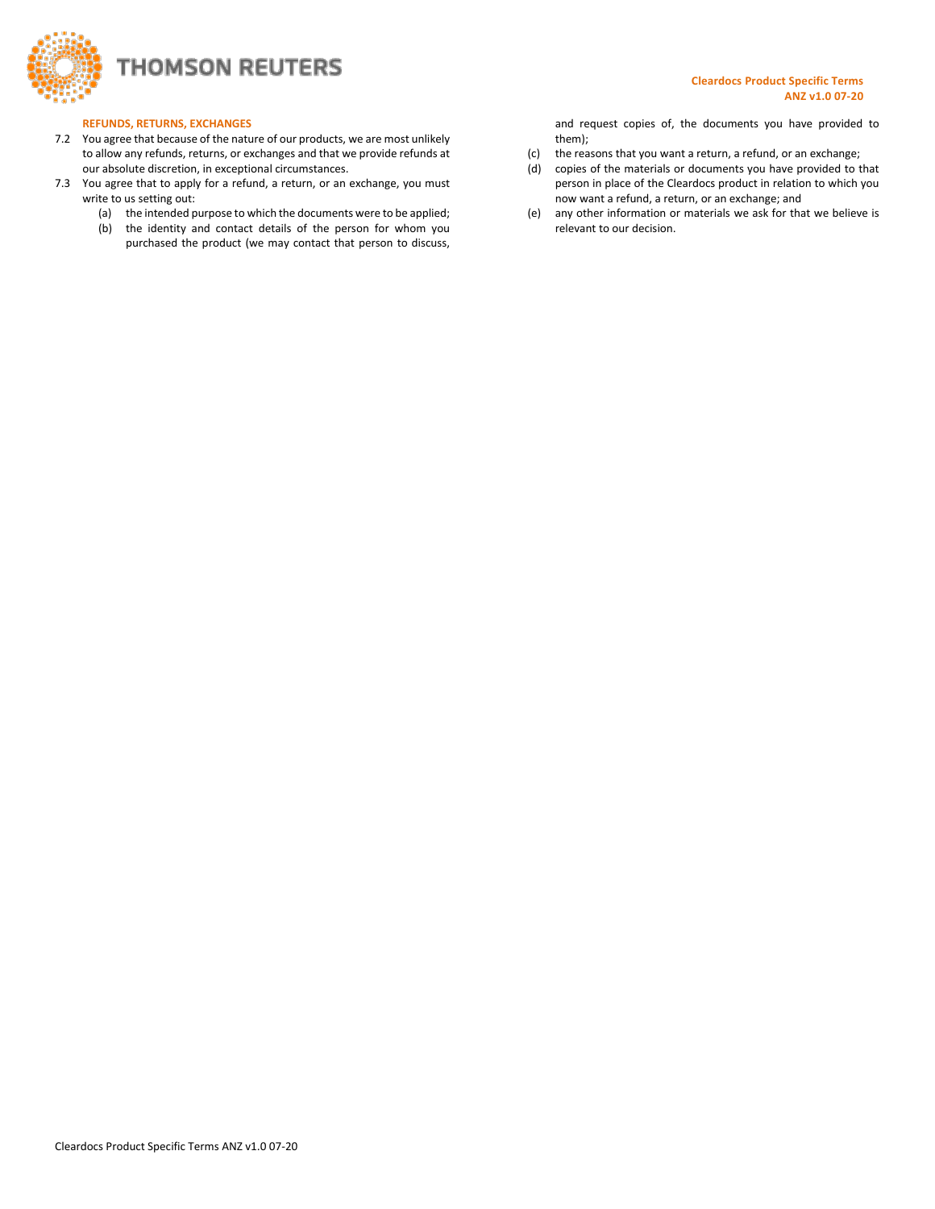### REFUNDS, RETURNS, EXCHANGES

7.2 You agree that because of the nature of our products, we are most unlikely to allow any refunds, returns, or exchanges and that we provide refunds at our absolute discretion, in exceptional circumstances.

7.3 You agree that to apply for a refund, a return, or an exchange, you must write to us setting out:

(a) the intended purpose to which the documents were to be applied;

(b) the identity and contact details of the person for whom you purchased the product (we may contact that person to discuss, and request copies of, the documents you have provided to them);

(c) the reasons that you want a return, a refund, or an exchange;

(d) copies of the materials or documents you have provided to that person in place of the Cleardocs product in relation to which you now want a refund, a return, or an exchange; and

(e) any other information or materials we ask for that we believe is relevant to our decision.